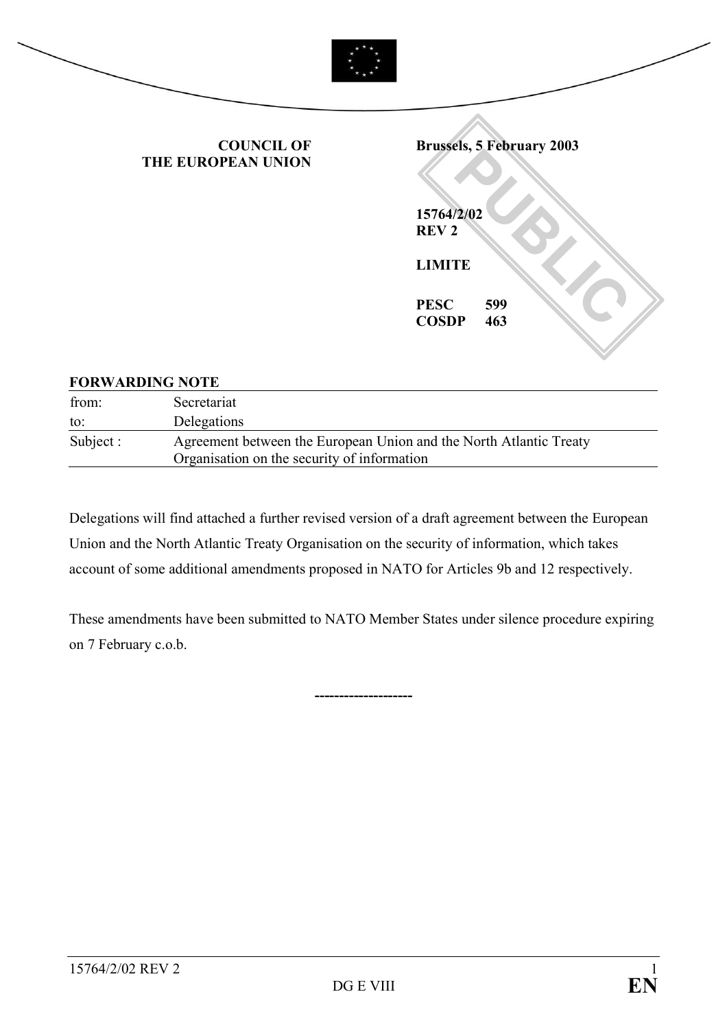**COUNCIL OF THE EUROPEAN UNION**

**Brussels, 5 February 2003**

**15764/2/02**
**REV 2**

**LIMITE**

**PESC 599**
**COSDP 463**

**FORWARDING NOTE**

| | |
|---|---|
| from: | Secretariat |
| to: | Delegations |
| Subject : | Agreement between the European Union and the North Atlantic Treaty Organisation on the security of information |

Delegations will find attached a further revised version of a draft agreement between the European Union and the North Atlantic Treaty Organisation on the security of information, which takes account of some additional amendments proposed in NATO for Articles 9b and 12 respectively.

These amendments have been submitted to NATO Member States under silence procedure expiring on 7 February c.o.b.

--------------------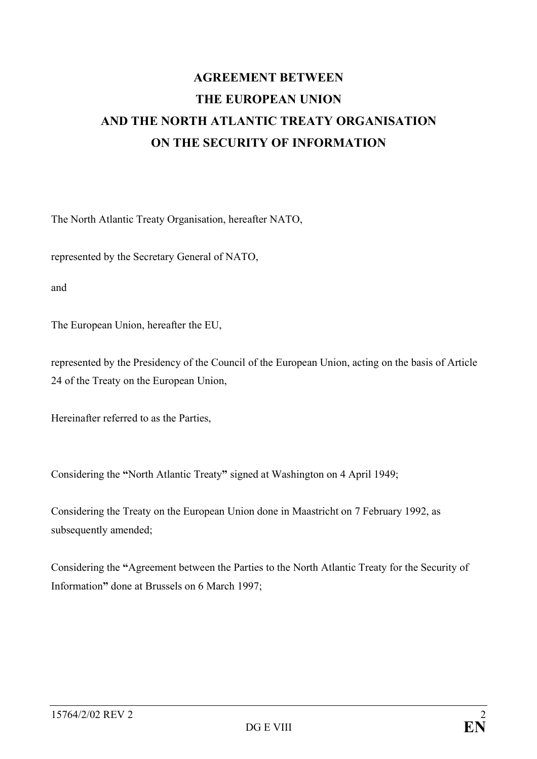# AGREEMENT BETWEEN THE EUROPEAN UNION AND THE NORTH ATLANTIC TREATY ORGANISATION ON THE SECURITY OF INFORMATION

The North Atlantic Treaty Organisation, hereafter NATO,

represented by the Secretary General of NATO,

and

The European Union, hereafter the EU,

represented by the Presidency of the Council of the European Union, acting on the basis of Article 24 of the Treaty on the European Union,

Hereinafter referred to as the Parties,

Considering the **"**North Atlantic Treaty**"** signed at Washington on 4 April 1949;

Considering the Treaty on the European Union done in Maastricht on 7 February 1992, as subsequently amended;

Considering the **"**Agreement between the Parties to the North Atlantic Treaty for the Security of Information**"** done at Brussels on 6 March 1997;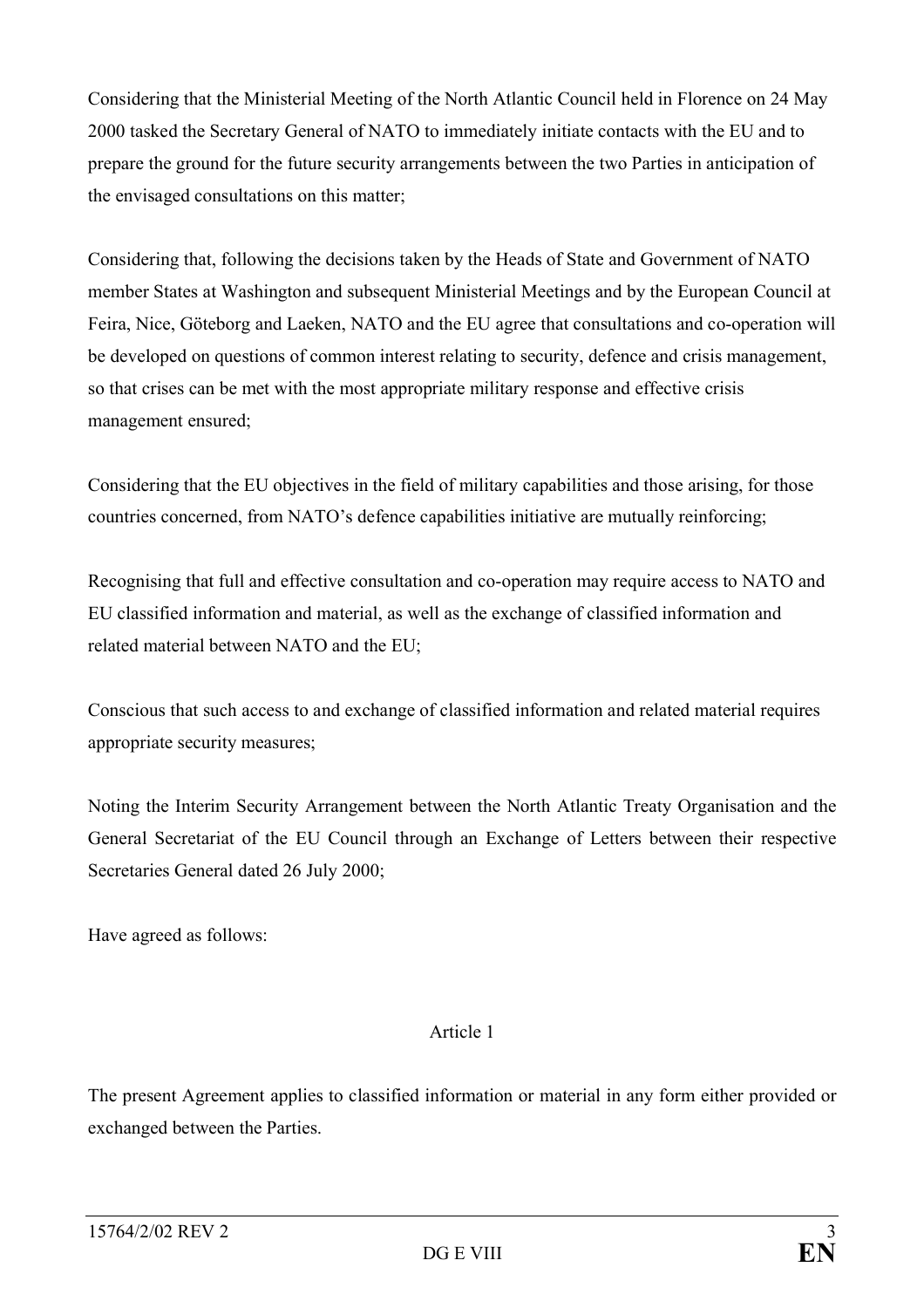Considering that the Ministerial Meeting of the North Atlantic Council held in Florence on 24 May 2000 tasked the Secretary General of NATO to immediately initiate contacts with the EU and to prepare the ground for the future security arrangements between the two Parties in anticipation of the envisaged consultations on this matter;

Considering that, following the decisions taken by the Heads of State and Government of NATO member States at Washington and subsequent Ministerial Meetings and by the European Council at Feira, Nice, Göteborg and Laeken, NATO and the EU agree that consultations and co-operation will be developed on questions of common interest relating to security, defence and crisis management, so that crises can be met with the most appropriate military response and effective crisis management ensured;

Considering that the EU objectives in the field of military capabilities and those arising, for those countries concerned, from NATO's defence capabilities initiative are mutually reinforcing;

Recognising that full and effective consultation and co-operation may require access to NATO and EU classified information and material, as well as the exchange of classified information and related material between NATO and the EU;

Conscious that such access to and exchange of classified information and related material requires appropriate security measures;

Noting the Interim Security Arrangement between the North Atlantic Treaty Organisation and the General Secretariat of the EU Council through an Exchange of Letters between their respective Secretaries General dated 26 July 2000;

Have agreed as follows:

## Article 1

The present Agreement applies to classified information or material in any form either provided or exchanged between the Parties.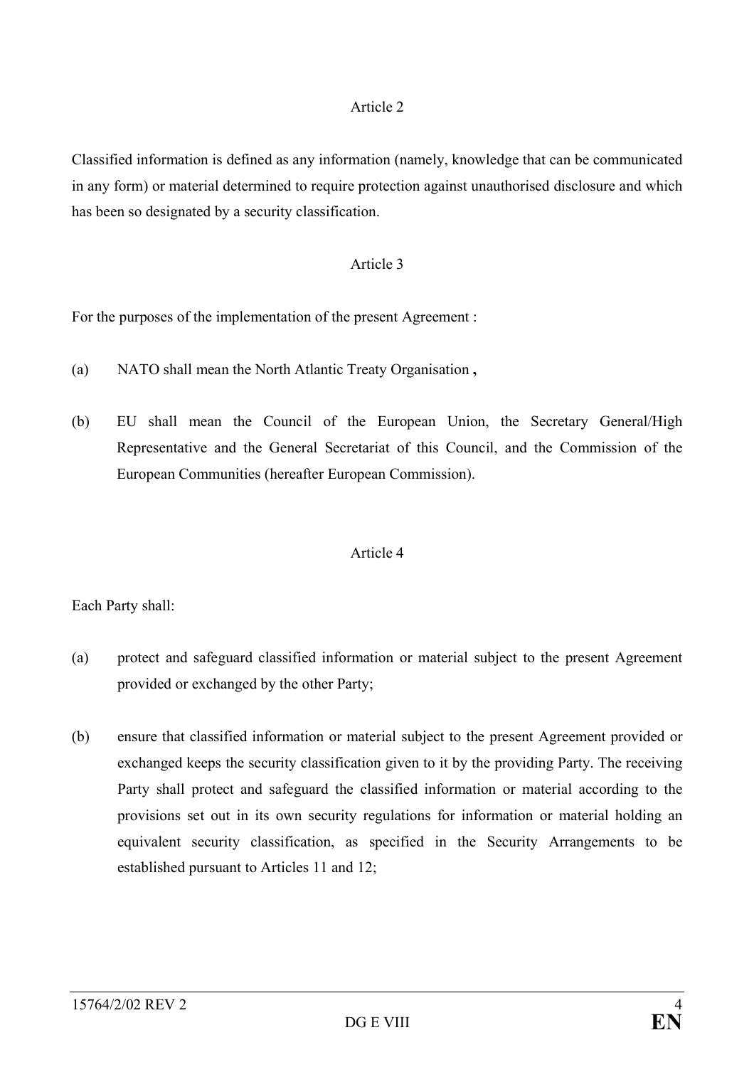Article 2

Classified information is defined as any information (namely, knowledge that can be communicated in any form) or material determined to require protection against unauthorised disclosure and which has been so designated by a security classification.

Article 3

For the purposes of the implementation of the present Agreement :

(a) NATO shall mean the North Atlantic Treaty Organisation **,**

(b) EU shall mean the Council of the European Union, the Secretary General/High Representative and the General Secretariat of this Council, and the Commission of the European Communities (hereafter European Commission).

Article 4

Each Party shall:

(a) protect and safeguard classified information or material subject to the present Agreement provided or exchanged by the other Party;

(b) ensure that classified information or material subject to the present Agreement provided or exchanged keeps the security classification given to it by the providing Party. The receiving Party shall protect and safeguard the classified information or material according to the provisions set out in its own security regulations for information or material holding an equivalent security classification, as specified in the Security Arrangements to be established pursuant to Articles 11 and 12;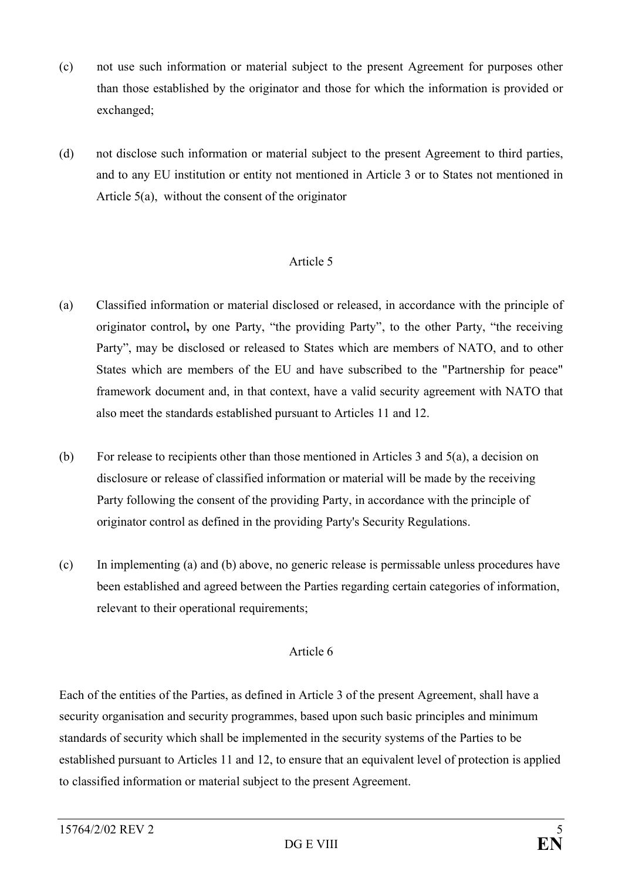(c) not use such information or material subject to the present Agreement for purposes other than those established by the originator and those for which the information is provided or exchanged;

(d) not disclose such information or material subject to the present Agreement to third parties, and to any EU institution or entity not mentioned in Article 3 or to States not mentioned in Article 5(a), without the consent of the originator

Article 5

(a) Classified information or material disclosed or released, in accordance with the principle of originator control**,** by one Party, "the providing Party", to the other Party, "the receiving Party", may be disclosed or released to States which are members of NATO, and to other States which are members of the EU and have subscribed to the "Partnership for peace" framework document and, in that context, have a valid security agreement with NATO that also meet the standards established pursuant to Articles 11 and 12.

(b) For release to recipients other than those mentioned in Articles 3 and 5(a), a decision on disclosure or release of classified information or material will be made by the receiving Party following the consent of the providing Party, in accordance with the principle of originator control as defined in the providing Party's Security Regulations.

(c) In implementing (a) and (b) above, no generic release is permissable unless procedures have been established and agreed between the Parties regarding certain categories of information, relevant to their operational requirements;

Article 6

Each of the entities of the Parties, as defined in Article 3 of the present Agreement, shall have a security organisation and security programmes, based upon such basic principles and minimum standards of security which shall be implemented in the security systems of the Parties to be established pursuant to Articles 11 and 12, to ensure that an equivalent level of protection is applied to classified information or material subject to the present Agreement.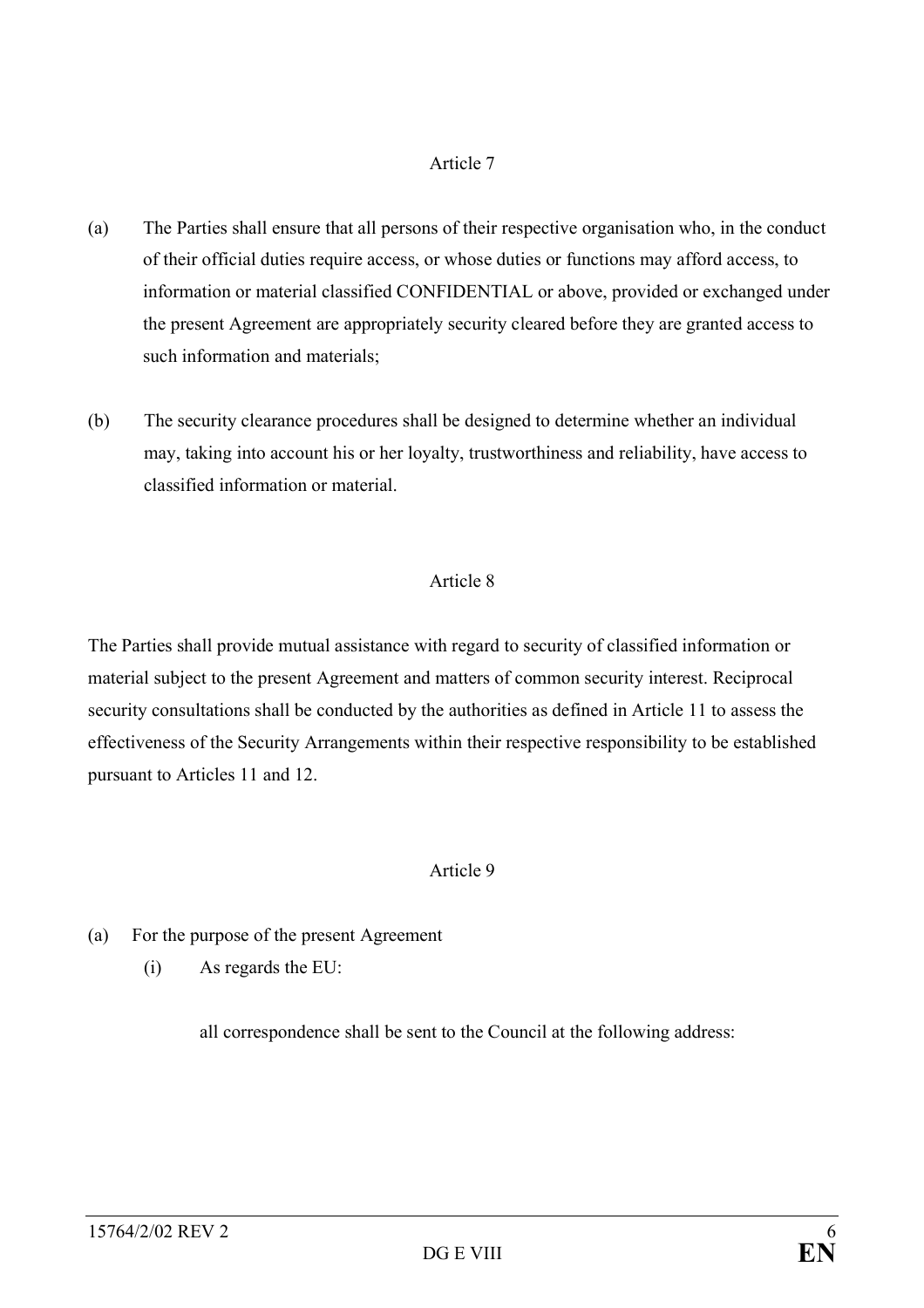Article 7

(a) The Parties shall ensure that all persons of their respective organisation who, in the conduct of their official duties require access, or whose duties or functions may afford access, to information or material classified CONFIDENTIAL or above, provided or exchanged under the present Agreement are appropriately security cleared before they are granted access to such information and materials;

(b) The security clearance procedures shall be designed to determine whether an individual may, taking into account his or her loyalty, trustworthiness and reliability, have access to classified information or material.

Article 8

The Parties shall provide mutual assistance with regard to security of classified information or material subject to the present Agreement and matters of common security interest. Reciprocal security consultations shall be conducted by the authorities as defined in Article 11 to assess the effectiveness of the Security Arrangements within their respective responsibility to be established pursuant to Articles 11 and 12.

Article 9

(a) For the purpose of the present Agreement

(i) As regards the EU:

all correspondence shall be sent to the Council at the following address: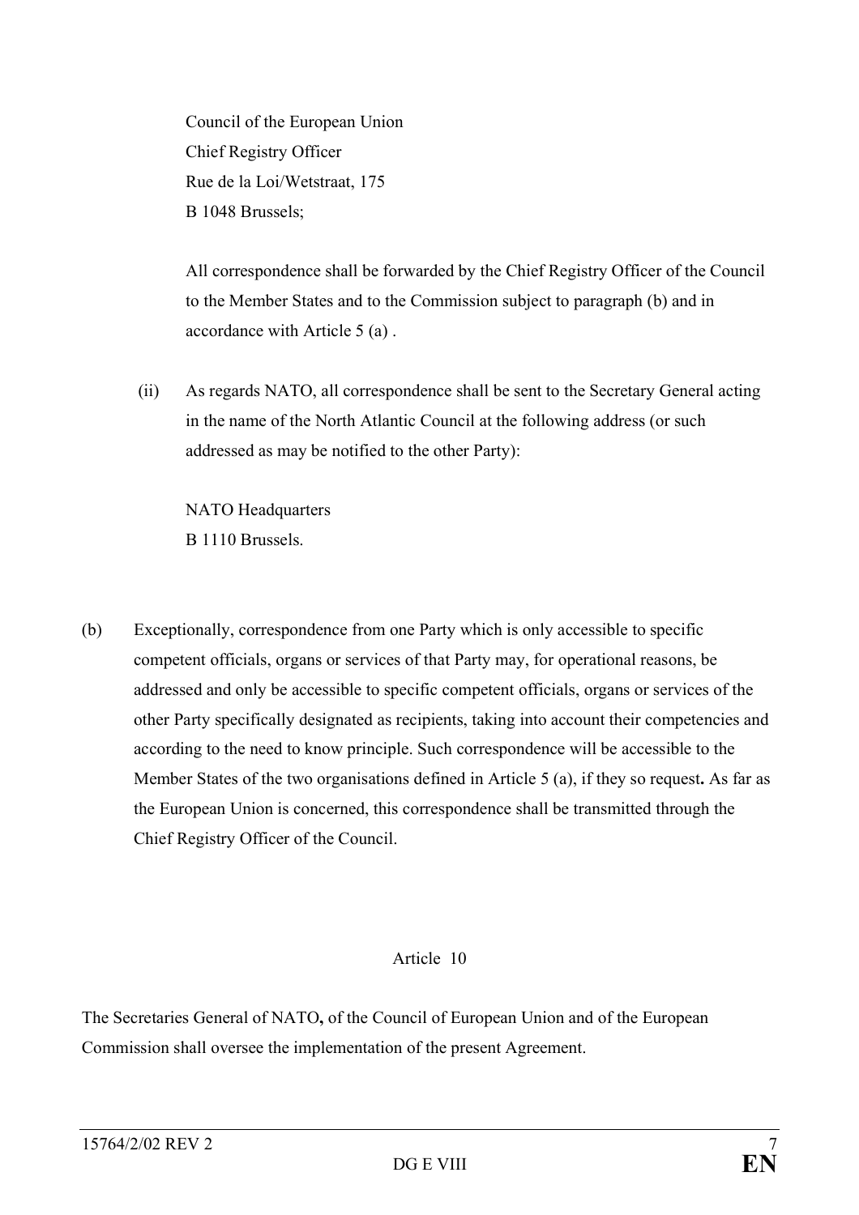Council of the European Union
Chief Registry Officer
Rue de la Loi/Wetstraat, 175
B 1048 Brussels;

All correspondence shall be forwarded by the Chief Registry Officer of the Council to the Member States and to the Commission subject to paragraph (b) and in accordance with Article 5 (a) .

(ii) As regards NATO, all correspondence shall be sent to the Secretary General acting in the name of the North Atlantic Council at the following address (or such addressed as may be notified to the other Party):

NATO Headquarters
B 1110 Brussels.

(b) Exceptionally, correspondence from one Party which is only accessible to specific competent officials, organs or services of that Party may, for operational reasons, be addressed and only be accessible to specific competent officials, organs or services of the other Party specifically designated as recipients, taking into account their competencies and according to the need to know principle. Such correspondence will be accessible to the Member States of the two organisations defined in Article 5 (a), if they so request**.** As far as the European Union is concerned, this correspondence shall be transmitted through the Chief Registry Officer of the Council.

Article 10

The Secretaries General of NATO**,** of the Council of European Union and of the European Commission shall oversee the implementation of the present Agreement.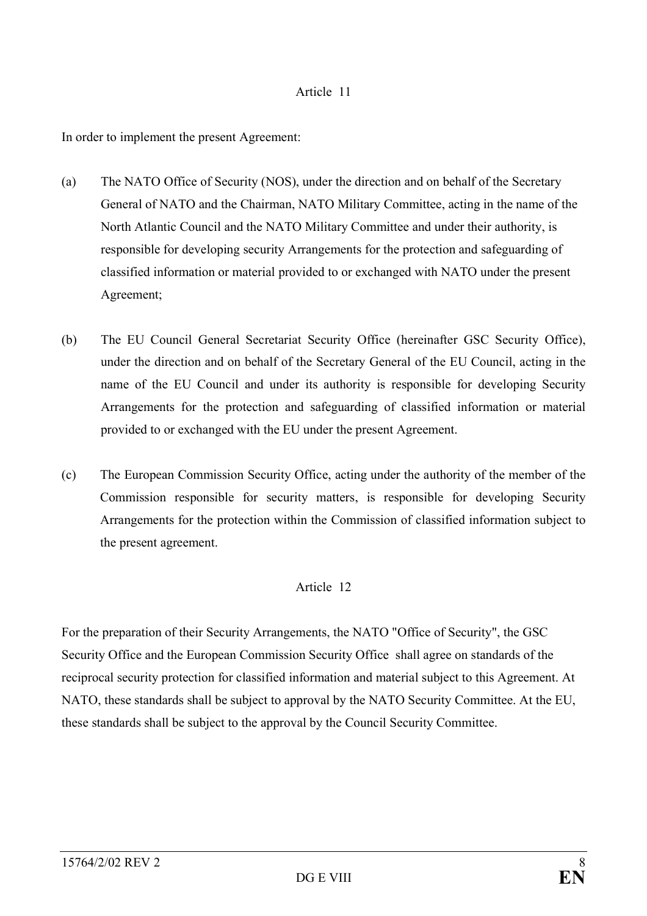Article 11

In order to implement the present Agreement:

(a) The NATO Office of Security (NOS), under the direction and on behalf of the Secretary General of NATO and the Chairman, NATO Military Committee, acting in the name of the North Atlantic Council and the NATO Military Committee and under their authority, is responsible for developing security Arrangements for the protection and safeguarding of classified information or material provided to or exchanged with NATO under the present Agreement;

(b) The EU Council General Secretariat Security Office (hereinafter GSC Security Office), under the direction and on behalf of the Secretary General of the EU Council, acting in the name of the EU Council and under its authority is responsible for developing Security Arrangements for the protection and safeguarding of classified information or material provided to or exchanged with the EU under the present Agreement.

(c) The European Commission Security Office, acting under the authority of the member of the Commission responsible for security matters, is responsible for developing Security Arrangements for the protection within the Commission of classified information subject to the present agreement.

Article 12

For the preparation of their Security Arrangements, the NATO "Office of Security", the GSC Security Office and the European Commission Security Office shall agree on standards of the reciprocal security protection for classified information and material subject to this Agreement. At NATO, these standards shall be subject to approval by the NATO Security Committee. At the EU, these standards shall be subject to the approval by the Council Security Committee.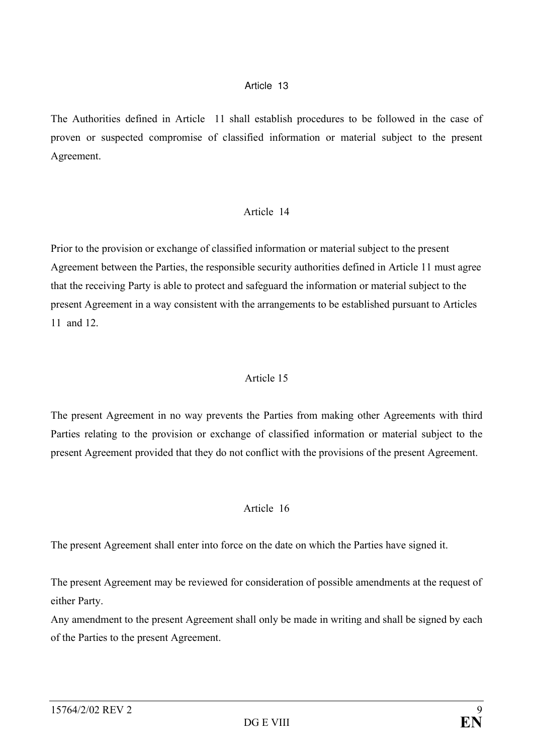## Article 13

The Authorities defined in Article 11 shall establish procedures to be followed in the case of proven or suspected compromise of classified information or material subject to the present Agreement.

## Article 14

Prior to the provision or exchange of classified information or material subject to the present Agreement between the Parties, the responsible security authorities defined in Article 11 must agree that the receiving Party is able to protect and safeguard the information or material subject to the present Agreement in a way consistent with the arrangements to be established pursuant to Articles 11 and 12.

## Article 15

The present Agreement in no way prevents the Parties from making other Agreements with third Parties relating to the provision or exchange of classified information or material subject to the present Agreement provided that they do not conflict with the provisions of the present Agreement.

## Article 16

The present Agreement shall enter into force on the date on which the Parties have signed it.

The present Agreement may be reviewed for consideration of possible amendments at the request of either Party.

Any amendment to the present Agreement shall only be made in writing and shall be signed by each of the Parties to the present Agreement.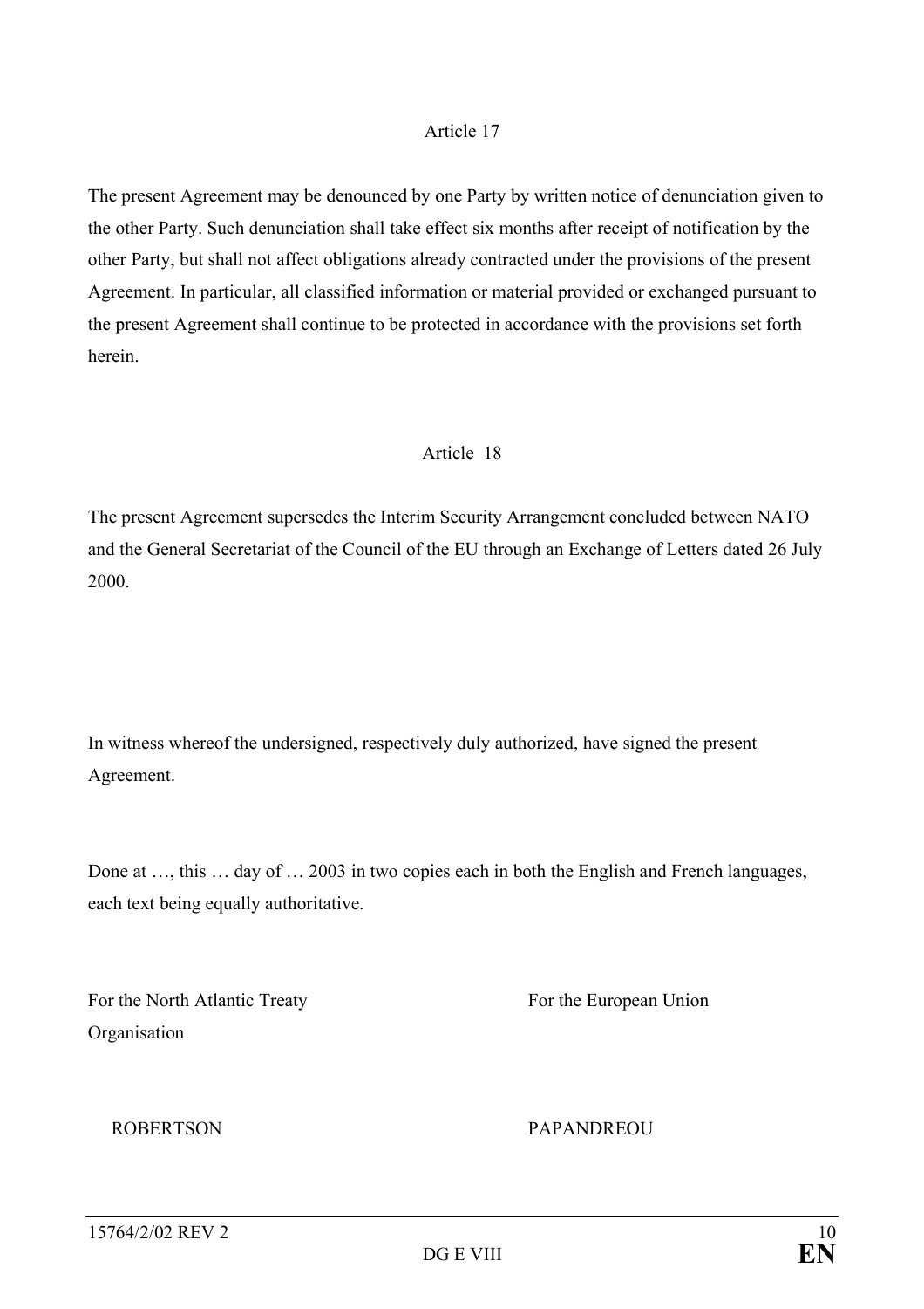Article 17

The present Agreement may be denounced by one Party by written notice of denunciation given to the other Party. Such denunciation shall take effect six months after receipt of notification by the other Party, but shall not affect obligations already contracted under the provisions of the present Agreement. In particular, all classified information or material provided or exchanged pursuant to the present Agreement shall continue to be protected in accordance with the provisions set forth herein.

Article 18

The present Agreement supersedes the Interim Security Arrangement concluded between NATO and the General Secretariat of the Council of the EU through an Exchange of Letters dated 26 July 2000.

In witness whereof the undersigned, respectively duly authorized, have signed the present Agreement.

Done at …, this … day of … 2003 in two copies each in both the English and French languages, each text being equally authoritative.

| | |
|---|---|
| For the North Atlantic Treaty Organisation | For the European Union |
| ROBERTSON | PAPANDREOU |